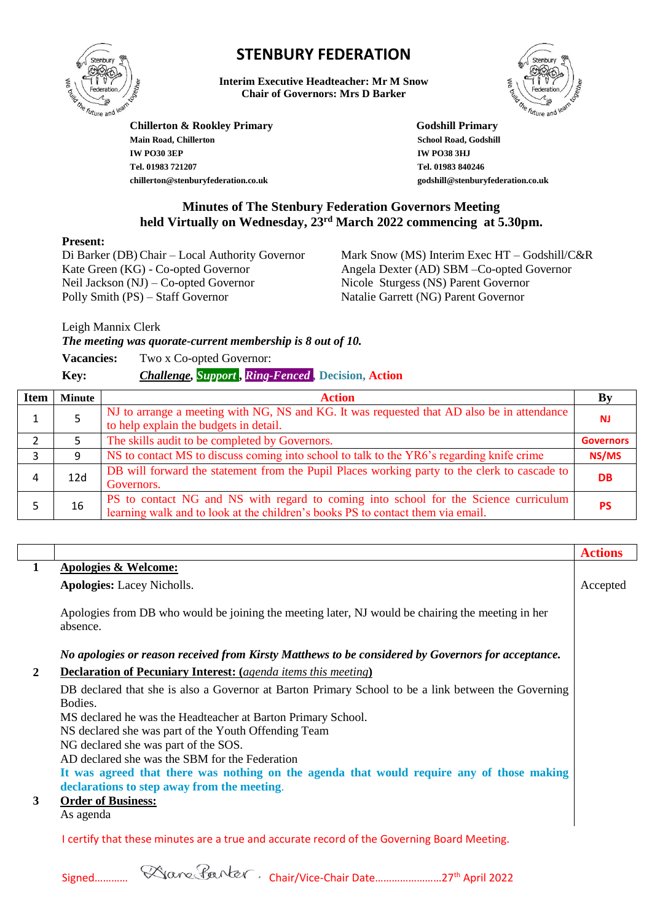# STENBURY FEDERATION

**Interim Executive Headteacher: Mr M Snow**
**Chair of Governors: Mrs D Barker**

**Chillerton & Rookley Primary**
**Main Road, Chillerton**
**IW PO30 3EP**
**Tel. 01983 721207**
**chillerton@stenburyfederation.co.uk**

**Godshill Primary**
**School Road, Godshill**
**IW PO38 3HJ**
**Tel. 01983 840246**
**godshill@stenburyfederation.co.uk**

## Minutes of The Stenbury Federation Governors Meeting held Virtually on Wednesday, 23rd March 2022 commencing at 5.30pm.

**Present:**

Di Barker (DB) Chair – Local Authority Governor
Kate Green (KG) - Co-opted Governor
Neil Jackson (NJ) – Co-opted Governor
Polly Smith (PS) – Staff Governor
Mark Snow (MS) Interim Exec HT – Godshill/C&R
Angela Dexter (AD) SBM –Co-opted Governor
Nicole Sturgess (NS) Parent Governor
Natalie Garrett (NG) Parent Governor

Leigh Mannix Clerk

***The meeting was quorate-current membership is 8 out of 10.***

**Vacancies:** Two x Co-opted Governor:

**Key:** ***Challenge***, ***Support***, ***Ring-Fenced***, **Decision**, **Action**

| Item | Minute | Action | By |
|---|---|---|---|
| 1 | 5 | NJ to arrange a meeting with NG, NS and KG. It was requested that AD also be in attendance to help explain the budgets in detail. | NJ |
| 2 | 5 | The skills audit to be completed by Governors. | Governors |
| 3 | 9 | NS to contact MS to discuss coming into school to talk to the YR6's regarding knife crime | NS/MS |
| 4 | 12d | DB will forward the statement from the Pupil Places working party to the clerk to cascade to Governors. | DB |
| 5 | 16 | PS to contact NG and NS with regard to coming into school for the Science curriculum learning walk and to look at the children's books PS to contact them via email. | PS |

| | | Actions |
|---|---|---|
| **1** | **Apologies & Welcome:** | |
| | **Apologies:** Lacey Nicholls. | Accepted |
| | Apologies from DB who would be joining the meeting later, NJ would be chairing the meeting in her absence. | |
| | ***No apologies or reason received from Kirsty Matthews to be considered by Governors for acceptance.*** | |
| **2** | **Declaration of Pecuniary Interest: (*agenda items this meeting*)** | |
| | DB declared that she is also a Governor at Barton Primary School to be a link between the Governing Bodies.<br>MS declared he was the Headteacher at Barton Primary School.<br>NS declared she was part of the Youth Offending Team<br>NG declared she was part of the SOS.<br>AD declared she was the SBM for the Federation<br>**It was agreed that there was nothing on the agenda that would require any of those making declarations to step away from the meeting.** | |
| **3** | **Order of Business:** | |
| | As agenda | |

I certify that these minutes are a true and accurate record of the Governing Board Meeting.

Signed………… Diane Barker · Chair/Vice-Chair Date……………………27th April 2022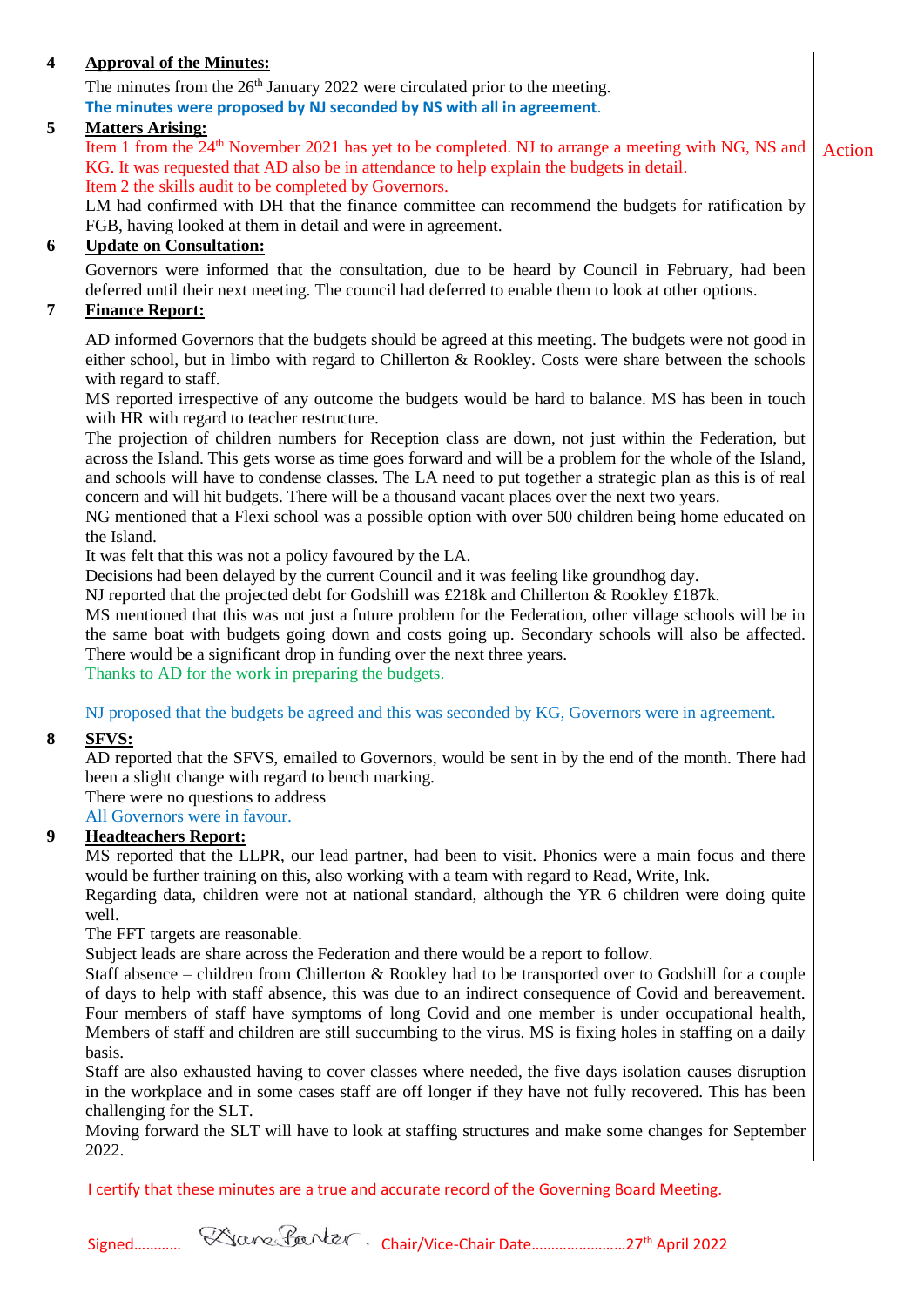**4 Approval of the Minutes:**

The minutes from the 26th January 2022 were circulated prior to the meeting.

**The minutes were proposed by NJ seconded by NS with all in agreement.**

**5 Matters Arising:**

Item 1 from the 24th November 2021 has yet to be completed. NJ to arrange a meeting with NG, NS and KG. It was requested that AD also be in attendance to help explain the budgets in detail. — Action

Item 2 the skills audit to be completed by Governors.

LM had confirmed with DH that the finance committee can recommend the budgets for ratification by FGB, having looked at them in detail and were in agreement.

**6 Update on Consultation:**

Governors were informed that the consultation, due to be heard by Council in February, had been deferred until their next meeting. The council had deferred to enable them to look at other options.

**7 Finance Report:**

AD informed Governors that the budgets should be agreed at this meeting. The budgets were not good in either school, but in limbo with regard to Chillerton & Rookley. Costs were share between the schools with regard to staff.

MS reported irrespective of any outcome the budgets would be hard to balance. MS has been in touch with HR with regard to teacher restructure.

The projection of children numbers for Reception class are down, not just within the Federation, but across the Island. This gets worse as time goes forward and will be a problem for the whole of the Island, and schools will have to condense classes. The LA need to put together a strategic plan as this is of real concern and will hit budgets. There will be a thousand vacant places over the next two years.

NG mentioned that a Flexi school was a possible option with over 500 children being home educated on the Island.

It was felt that this was not a policy favoured by the LA.

Decisions had been delayed by the current Council and it was feeling like groundhog day.

NJ reported that the projected debt for Godshill was £218k and Chillerton & Rookley £187k.

MS mentioned that this was not just a future problem for the Federation, other village schools will be in the same boat with budgets going down and costs going up. Secondary schools will also be affected. There would be a significant drop in funding over the next three years.

Thanks to AD for the work in preparing the budgets.

NJ proposed that the budgets be agreed and this was seconded by KG, Governors were in agreement.

**8 SFVS:**

AD reported that the SFVS, emailed to Governors, would be sent in by the end of the month. There had been a slight change with regard to bench marking.

There were no questions to address

All Governors were in favour.

**9 Headteachers Report:**

MS reported that the LLPR, our lead partner, had been to visit. Phonics were a main focus and there would be further training on this, also working with a team with regard to Read, Write, Ink.

Regarding data, children were not at national standard, although the YR 6 children were doing quite well.

The FFT targets are reasonable.

Subject leads are share across the Federation and there would be a report to follow.

Staff absence – children from Chillerton & Rookley had to be transported over to Godshill for a couple of days to help with staff absence, this was due to an indirect consequence of Covid and bereavement. Four members of staff have symptoms of long Covid and one member is under occupational health, Members of staff and children are still succumbing to the virus. MS is fixing holes in staffing on a daily basis.

Staff are also exhausted having to cover classes where needed, the five days isolation causes disruption in the workplace and in some cases staff are off longer if they have not fully recovered. This has been challenging for the SLT.

Moving forward the SLT will have to look at staffing structures and make some changes for September 2022.

I certify that these minutes are a true and accurate record of the Governing Board Meeting.

Signed………… Diane Parker . Chair/Vice-Chair Date……………………27th April 2022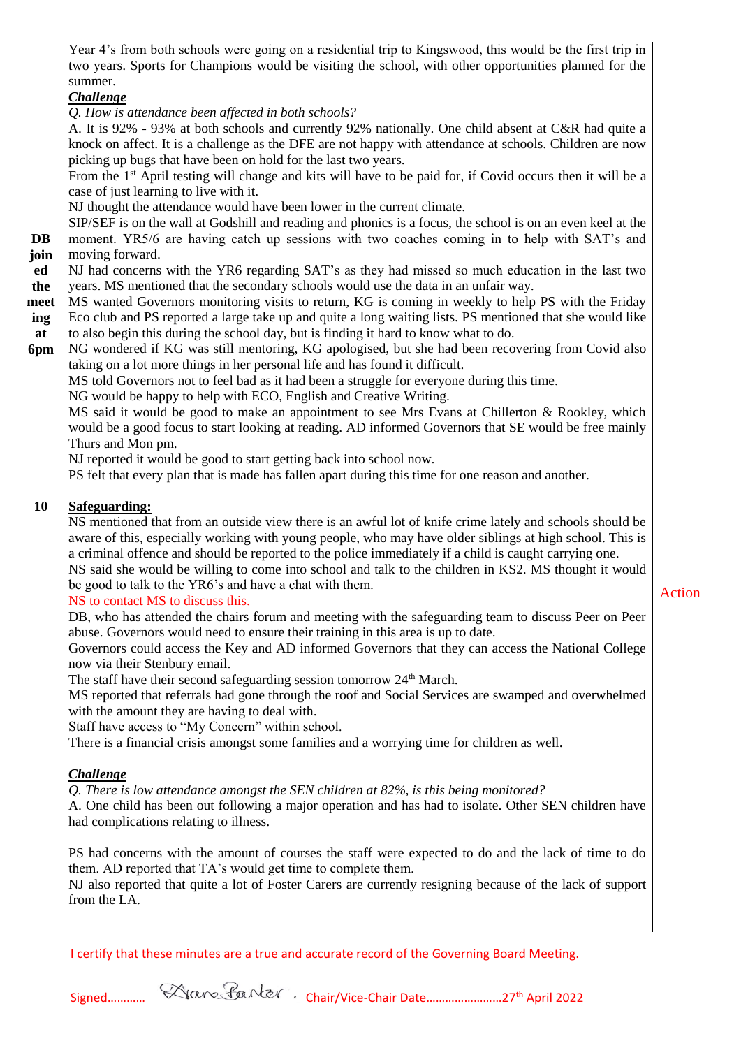Year 4's from both schools were going on a residential trip to Kingswood, this would be the first trip in two years. Sports for Champions would be visiting the school, with other opportunities planned for the summer.

***Challenge***

*Q. How is attendance been affected in both schools?*

A. It is 92% - 93% at both schools and currently 92% nationally. One child absent at C&R had quite a knock on affect. It is a challenge as the DFE are not happy with attendance at schools. Children are now picking up bugs that have been on hold for the last two years.

From the 1st April testing will change and kits will have to be paid for, if Covid occurs then it will be a case of just learning to live with it.

NJ thought the attendance would have been lower in the current climate.

**DB joined the meeting at 6pm**

SIP/SEF is on the wall at Godshill and reading and phonics is a focus, the school is on an even keel at the moment. YR5/6 are having catch up sessions with two coaches coming in to help with SAT's and moving forward.

NJ had concerns with the YR6 regarding SAT's as they had missed so much education in the last two years. MS mentioned that the secondary schools would use the data in an unfair way.

MS wanted Governors monitoring visits to return, KG is coming in weekly to help PS with the Friday Eco club and PS reported a large take up and quite a long waiting lists. PS mentioned that she would like to also begin this during the school day, but is finding it hard to know what to do.

NG wondered if KG was still mentoring, KG apologised, but she had been recovering from Covid also taking on a lot more things in her personal life and has found it difficult.

MS told Governors not to feel bad as it had been a struggle for everyone during this time.

NG would be happy to help with ECO, English and Creative Writing.

MS said it would be good to make an appointment to see Mrs Evans at Chillerton & Rookley, which would be a good focus to start looking at reading. AD informed Governors that SE would be free mainly Thurs and Mon pm.

NJ reported it would be good to start getting back into school now.

PS felt that every plan that is made has fallen apart during this time for one reason and another.

**10 Safeguarding:**

NS mentioned that from an outside view there is an awful lot of knife crime lately and schools should be aware of this, especially working with young people, who may have older siblings at high school. This is a criminal offence and should be reported to the police immediately if a child is caught carrying one.

NS said she would be willing to come into school and talk to the children in KS2. MS thought it would be good to talk to the YR6's and have a chat with them.

NS to contact MS to discuss this. — **Action**

DB, who has attended the chairs forum and meeting with the safeguarding team to discuss Peer on Peer abuse. Governors would need to ensure their training in this area is up to date.

Governors could access the Key and AD informed Governors that they can access the National College now via their Stenbury email.

The staff have their second safeguarding session tomorrow 24th March.

MS reported that referrals had gone through the roof and Social Services are swamped and overwhelmed with the amount they are having to deal with.

Staff have access to "My Concern" within school.

There is a financial crisis amongst some families and a worrying time for children as well.

***Challenge***

*Q. There is low attendance amongst the SEN children at 82%, is this being monitored?*

A. One child has been out following a major operation and has had to isolate. Other SEN children have had complications relating to illness.

PS had concerns with the amount of courses the staff were expected to do and the lack of time to do them. AD reported that TA's would get time to complete them.

NJ also reported that quite a lot of Foster Carers are currently resigning because of the lack of support from the LA.

I certify that these minutes are a true and accurate record of the Governing Board Meeting.

Signed………… Diane Parker . Chair/Vice-Chair Date……………………27th April 2022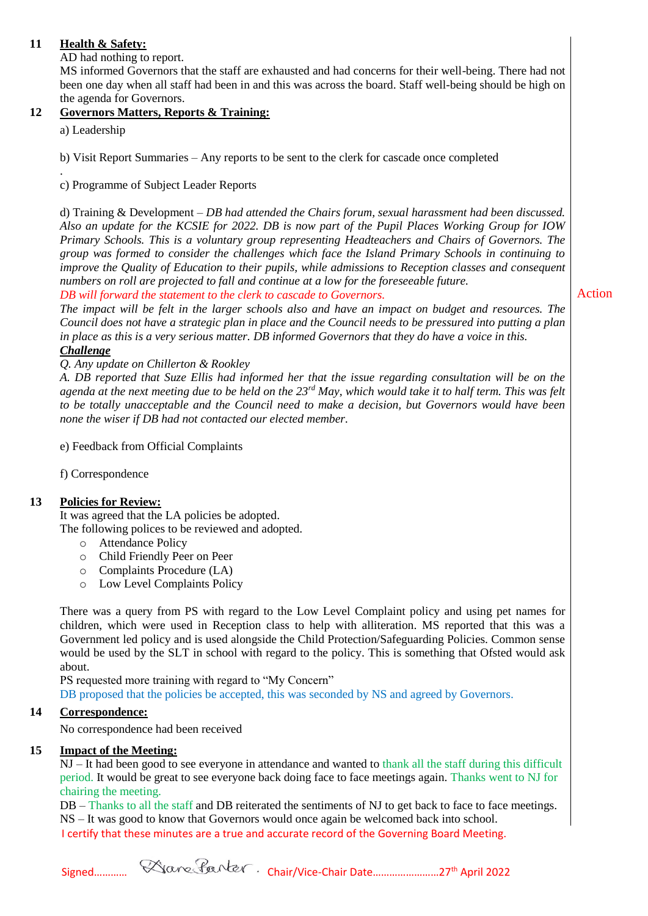**11 Health & Safety:**

AD had nothing to report.

MS informed Governors that the staff are exhausted and had concerns for their well-being. There had not been one day when all staff had been in and this was across the board. Staff well-being should be high on the agenda for Governors.

**12 Governors Matters, Reports & Training:**

a) Leadership

b) Visit Report Summaries – Any reports to be sent to the clerk for cascade once completed

.

c) Programme of Subject Leader Reports

d) Training & Development – *DB had attended the Chairs forum, sexual harassment had been discussed. Also an update for the KCSIE for 2022. DB is now part of the Pupil Places Working Group for IOW Primary Schools. This is a voluntary group representing Headteachers and Chairs of Governors. The group was formed to consider the challenges which face the Island Primary Schools in continuing to improve the Quality of Education to their pupils, while admissions to Reception classes and consequent numbers on roll are projected to fall and continue at a low for the foreseeable future.*

*DB will forward the statement to the clerk to cascade to Governors.* — Action

*The impact will be felt in the larger schools also and have an impact on budget and resources. The Council does not have a strategic plan in place and the Council needs to be pressured into putting a plan in place as this is a very serious matter. DB informed Governors that they do have a voice in this.*

***Challenge***

*Q. Any update on Chillerton & Rookley*

*A. DB reported that Suze Ellis had informed her that the issue regarding consultation will be on the agenda at the next meeting due to be held on the 23rd May, which would take it to half term. This was felt to be totally unacceptable and the Council need to make a decision, but Governors would have been none the wiser if DB had not contacted our elected member.*

e) Feedback from Official Complaints

f) Correspondence

**13 Policies for Review:**

It was agreed that the LA policies be adopted.

The following polices to be reviewed and adopted.

- Attendance Policy
- Child Friendly Peer on Peer
- Complaints Procedure (LA)
- Low Level Complaints Policy

There was a query from PS with regard to the Low Level Complaint policy and using pet names for children, which were used in Reception class to help with alliteration. MS reported that this was a Government led policy and is used alongside the Child Protection/Safeguarding Policies. Common sense would be used by the SLT in school with regard to the policy. This is something that Ofsted would ask about.

PS requested more training with regard to "My Concern"

DB proposed that the policies be accepted, this was seconded by NS and agreed by Governors.

**14 Correspondence:**

No correspondence had been received

**15 Impact of the Meeting:**

NJ – It had been good to see everyone in attendance and wanted to thank all the staff during this difficult period. It would be great to see everyone back doing face to face meetings again. Thanks went to NJ for chairing the meeting.

DB – Thanks to all the staff and DB reiterated the sentiments of NJ to get back to face to face meetings.

NS – It was good to know that Governors would once again be welcomed back into school.

I certify that these minutes are a true and accurate record of the Governing Board Meeting.

Signed………… Diane Baxter . Chair/Vice-Chair Date……………………27th April 2022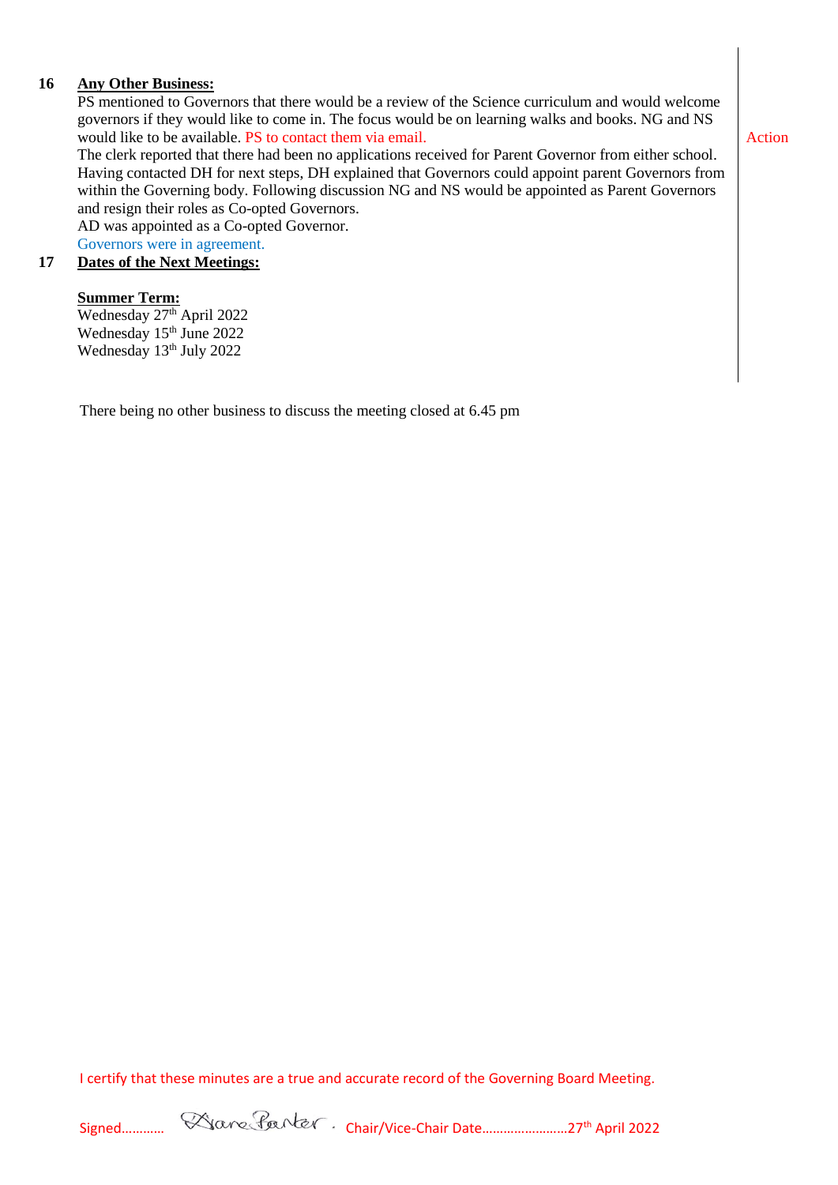**16 Any Other Business:**

PS mentioned to Governors that there would be a review of the Science curriculum and would welcome governors if they would like to come in. The focus would be on learning walks and books. NG and NS would like to be available. PS to contact them via email. — Action

The clerk reported that there had been no applications received for Parent Governor from either school. Having contacted DH for next steps, DH explained that Governors could appoint parent Governors from within the Governing body. Following discussion NG and NS would be appointed as Parent Governors and resign their roles as Co-opted Governors.

AD was appointed as a Co-opted Governor.

Governors were in agreement.

**17 Dates of the Next Meetings:**

**Summer Term:**

Wednesday 27th April 2022
Wednesday 15th June 2022
Wednesday 13th July 2022

There being no other business to discuss the meeting closed at 6.45 pm

I certify that these minutes are a true and accurate record of the Governing Board Meeting.

Signed………… Diane Panter. Chair/Vice-Chair Date……………………27th April 2022